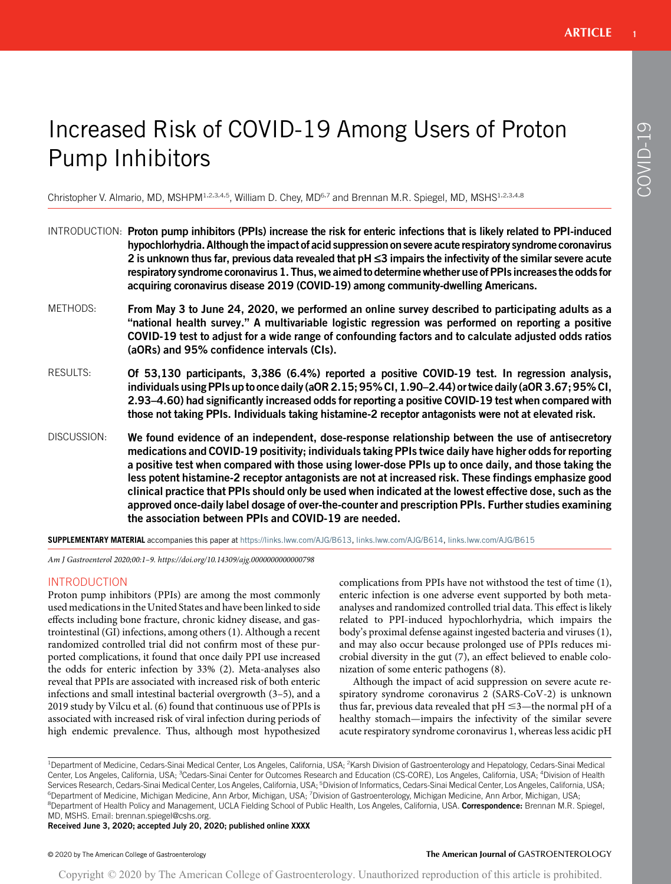# Increased Risk of COVID-19 Among Users of Proton Pump Inhibitors

Christopher V. Almario, MD, MSHPM[1,2,3,4,5], William D. Chey, MD[6,7] and Brennan M.R. Spiegel, MD, MSHS[1,2,3,4,8]

INTRODUCTION: **Proton pump inhibitors (PPIs) increase the risk for enteric infections that is likely related to PPI-induced hypochlorhydria. Although the impact of acid suppression on severe acute respiratory syndrome coronavirus 2 is unknown thus far, previous data revealed that pH ≤3 impairs the infectivity of the similar severe acute respiratory syndrome coronavirus 1. Thus, we aimed to determine whether use of PPIs increases the odds for acquiring coronavirus disease 2019 (COVID-19) among community-dwelling Americans.**

METHODS: **From May 3 to June 24, 2020, we performed an online survey described to participating adults as a "national health survey." A multivariable logistic regression was performed on reporting a positive COVID-19 test to adjust for a wide range of confounding factors and to calculate adjusted odds ratios (aORs) and 95% confidence intervals (CIs).**

RESULTS: **Of 53,130 participants, 3,386 (6.4%) reported a positive COVID-19 test. In regression analysis, individuals using PPIs up to once daily (aOR 2.15; 95% CI, 1.90–2.44) or twice daily (aOR 3.67; 95% CI, 2.93–4.60) had significantly increased odds for reporting a positive COVID-19 test when compared with those not taking PPIs. Individuals taking histamine-2 receptor antagonists were not at elevated risk.**

DISCUSSION: **We found evidence of an independent, dose-response relationship between the use of antisecretory medications and COVID-19 positivity; individuals taking PPIs twice daily have higher odds for reporting a positive test when compared with those using lower-dose PPIs up to once daily, and those taking the less potent histamine-2 receptor antagonists are not at increased risk. These findings emphasize good clinical practice that PPIs should only be used when indicated at the lowest effective dose, such as the approved once-daily label dosage of over-the-counter and prescription PPIs. Further studies examining the association between PPIs and COVID-19 are needed.**

**SUPPLEMENTARY MATERIAL** accompanies this paper at https://links.lww.com/AJG/B613, links.lww.com/AJG/B614, links.lww.com/AJG/B615

*Am J Gastroenterol 2020;00:1–9. https://doi.org/10.14309/ajg.0000000000000798*

## INTRODUCTION

Proton pump inhibitors (PPIs) are among the most commonly used medications in the United States and have been linked to side effects including bone fracture, chronic kidney disease, and gastrointestinal (GI) infections, among others (1). Although a recent randomized controlled trial did not confirm most of these purported complications, it found that once daily PPI use increased the odds for enteric infection by 33% (2). Meta-analyses also reveal that PPIs are associated with increased risk of both enteric infections and small intestinal bacterial overgrowth (3–5), and a 2019 study by Vilcu et al. (6) found that continuous use of PPIs is associated with increased risk of viral infection during periods of high endemic prevalence. Thus, although most hypothesized complications from PPIs have not withstood the test of time (1), enteric infection is one adverse event supported by both meta-analyses and randomized controlled trial data. This effect is likely related to PPI-induced hypochlorhydria, which impairs the body's proximal defense against ingested bacteria and viruses (1), and may also occur because prolonged use of PPIs reduces microbial diversity in the gut (7), an effect believed to enable colonization of some enteric pathogens (8).

Although the impact of acid suppression on severe acute respiratory syndrome coronavirus 2 (SARS-CoV-2) is unknown thus far, previous data revealed that pH ≤3—the normal pH of a healthy stomach—impairs the infectivity of the similar severe acute respiratory syndrome coronavirus 1, whereas less acidic pH

[1]Department of Medicine, Cedars-Sinai Medical Center, Los Angeles, California, USA; [2]Karsh Division of Gastroenterology and Hepatology, Cedars-Sinai Medical Center, Los Angeles, California, USA; [3]Cedars-Sinai Center for Outcomes Research and Education (CS-CORE), Los Angeles, California, USA; [4]Division of Health Services Research, Cedars-Sinai Medical Center, Los Angeles, California, USA; [5]Division of Informatics, Cedars-Sinai Medical Center, Los Angeles, California, USA; [6]Department of Medicine, Michigan Medicine, Ann Arbor, Michigan, USA; [7]Division of Gastroenterology, Michigan Medicine, Ann Arbor, Michigan, USA; [8]Department of Health Policy and Management, UCLA Fielding School of Public Health, Los Angeles, California, USA. **Correspondence:** Brennan M.R. Spiegel, MD, MSHS. Email: brennan.spiegel@cshs.org.

**Received June 3, 2020; accepted July 20, 2020; published online XXXX**

© 2020 by The American College of Gastroenterology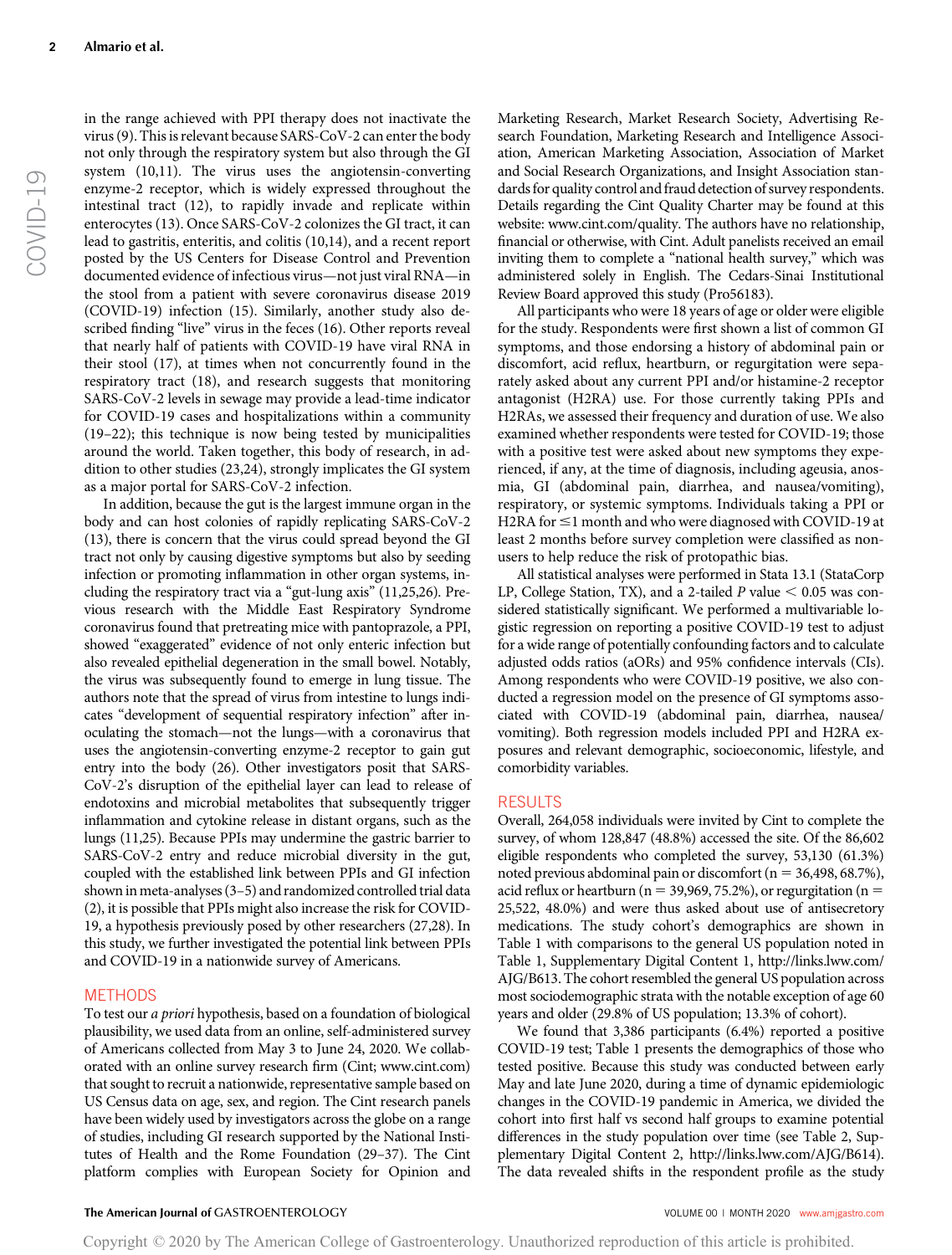in the range achieved with PPI therapy does not inactivate the virus (9). This is relevant because SARS-CoV-2 can enter the body not only through the respiratory system but also through the GI system (10,11). The virus uses the angiotensin-converting enzyme-2 receptor, which is widely expressed throughout the intestinal tract (12), to rapidly invade and replicate within enterocytes (13). Once SARS-CoV-2 colonizes the GI tract, it can lead to gastritis, enteritis, and colitis (10,14), and a recent report posted by the US Centers for Disease Control and Prevention documented evidence of infectious virus—not just viral RNA—in the stool from a patient with severe coronavirus disease 2019 (COVID-19) infection (15). Similarly, another study also described finding "live" virus in the feces (16). Other reports reveal that nearly half of patients with COVID-19 have viral RNA in their stool (17), at times when not concurrently found in the respiratory tract (18), and research suggests that monitoring SARS-CoV-2 levels in sewage may provide a lead-time indicator for COVID-19 cases and hospitalizations within a community (19–22); this technique is now being tested by municipalities around the world. Taken together, this body of research, in addition to other studies (23,24), strongly implicates the GI system as a major portal for SARS-CoV-2 infection.

In addition, because the gut is the largest immune organ in the body and can host colonies of rapidly replicating SARS-CoV-2 (13), there is concern that the virus could spread beyond the GI tract not only by causing digestive symptoms but also by seeding infection or promoting inflammation in other organ systems, including the respiratory tract via a "gut-lung axis" (11,25,26). Previous research with the Middle East Respiratory Syndrome coronavirus found that pretreating mice with pantoprazole, a PPI, showed "exaggerated" evidence of not only enteric infection but also revealed epithelial degeneration in the small bowel. Notably, the virus was subsequently found to emerge in lung tissue. The authors note that the spread of virus from intestine to lungs indicates "development of sequential respiratory infection" after inoculating the stomach—not the lungs—with a coronavirus that uses the angiotensin-converting enzyme-2 receptor to gain gut entry into the body (26). Other investigators posit that SARS-CoV-2's disruption of the epithelial layer can lead to release of endotoxins and microbial metabolites that subsequently trigger inflammation and cytokine release in distant organs, such as the lungs (11,25). Because PPIs may undermine the gastric barrier to SARS-CoV-2 entry and reduce microbial diversity in the gut, coupled with the established link between PPIs and GI infection shown in meta-analyses (3–5) and randomized controlled trial data (2), it is possible that PPIs might also increase the risk for COVID-19, a hypothesis previously posed by other researchers (27,28). In this study, we further investigated the potential link between PPIs and COVID-19 in a nationwide survey of Americans.

## METHODS

To test our *a priori* hypothesis, based on a foundation of biological plausibility, we used data from an online, self-administered survey of Americans collected from May 3 to June 24, 2020. We collaborated with an online survey research firm (Cint; www.cint.com) that sought to recruit a nationwide, representative sample based on US Census data on age, sex, and region. The Cint research panels have been widely used by investigators across the globe on a range of studies, including GI research supported by the National Institutes of Health and the Rome Foundation (29–37). The Cint platform complies with European Society for Opinion and Marketing Research, Market Research Society, Advertising Research Foundation, Marketing Research and Intelligence Association, American Marketing Association, Association of Market and Social Research Organizations, and Insight Association standards for quality control and fraud detection of survey respondents. Details regarding the Cint Quality Charter may be found at this website: www.cint.com/quality. The authors have no relationship, financial or otherwise, with Cint. Adult panelists received an email inviting them to complete a "national health survey," which was administered solely in English. The Cedars-Sinai Institutional Review Board approved this study (Pro56183).

All participants who were 18 years of age or older were eligible for the study. Respondents were first shown a list of common GI symptoms, and those endorsing a history of abdominal pain or discomfort, acid reflux, heartburn, or regurgitation were separately asked about any current PPI and/or histamine-2 receptor antagonist (H2RA) use. For those currently taking PPIs and H2RAs, we assessed their frequency and duration of use. We also examined whether respondents were tested for COVID-19; those with a positive test were asked about new symptoms they experienced, if any, at the time of diagnosis, including ageusia, anosmia, GI (abdominal pain, diarrhea, and nausea/vomiting), respiratory, or systemic symptoms. Individuals taking a PPI or H2RA for ≤1 month and who were diagnosed with COVID-19 at least 2 months before survey completion were classified as nonusers to help reduce the risk of protopathic bias.

All statistical analyses were performed in Stata 13.1 (StataCorp LP, College Station, TX), and a 2-tailed $P$ value $< 0.05$ was considered statistically significant. We performed a multivariable logistic regression on reporting a positive COVID-19 test to adjust for a wide range of potentially confounding factors and to calculate adjusted odds ratios (aORs) and 95% confidence intervals (CIs). Among respondents who were COVID-19 positive, we also conducted a regression model on the presence of GI symptoms associated with COVID-19 (abdominal pain, diarrhea, nausea/vomiting). Both regression models included PPI and H2RA exposures and relevant demographic, socioeconomic, lifestyle, and comorbidity variables.

## RESULTS

Overall, 264,058 individuals were invited by Cint to complete the survey, of whom 128,847 (48.8%) accessed the site. Of the 86,602 eligible respondents who completed the survey, 53,130 (61.3%) noted previous abdominal pain or discomfort (n = 36,498, 68.7%), acid reflux or heartburn (n = 39,969, 75.2%), or regurgitation (n = 25,522, 48.0%) and were thus asked about use of antisecretory medications. The study cohort's demographics are shown in Table 1 with comparisons to the general US population noted in Table 1, Supplementary Digital Content 1, http://links.lww.com/AJG/B613. The cohort resembled the general US population across most sociodemographic strata with the notable exception of age 60 years and older (29.8% of US population; 13.3% of cohort).

We found that 3,386 participants (6.4%) reported a positive COVID-19 test; Table 1 presents the demographics of those who tested positive. Because this study was conducted between early May and late June 2020, during a time of dynamic epidemiologic changes in the COVID-19 pandemic in America, we divided the cohort into first half vs second half groups to examine potential differences in the study population over time (see Table 2, Supplementary Digital Content 2, http://links.lww.com/AJG/B614). The data revealed shifts in the respondent profile as the study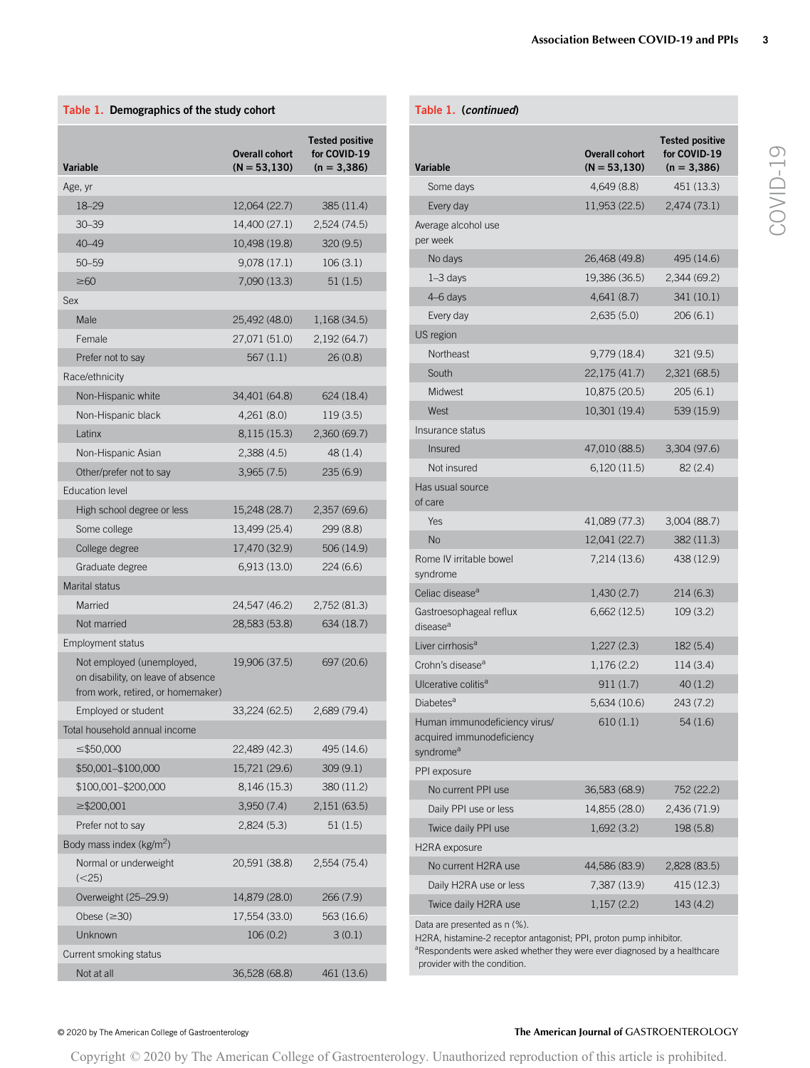**Table 1. Demographics of the study cohort**

| Variable | Overall cohort (N = 53,130) | Tested positive for COVID-19 (n = 3,386) |
|---|---|---|
| Age, yr | | |
| 18–29 | 12,064 (22.7) | 385 (11.4) |
| 30–39 | 14,400 (27.1) | 2,524 (74.5) |
| 40–49 | 10,498 (19.8) | 320 (9.5) |
| 50–59 | 9,078 (17.1) | 106 (3.1) |
| ≥60 | 7,090 (13.3) | 51 (1.5) |
| Sex | | |
| Male | 25,492 (48.0) | 1,168 (34.5) |
| Female | 27,071 (51.0) | 2,192 (64.7) |
| Prefer not to say | 567 (1.1) | 26 (0.8) |
| Race/ethnicity | | |
| Non-Hispanic white | 34,401 (64.8) | 624 (18.4) |
| Non-Hispanic black | 4,261 (8.0) | 119 (3.5) |
| Latinx | 8,115 (15.3) | 2,360 (69.7) |
| Non-Hispanic Asian | 2,388 (4.5) | 48 (1.4) |
| Other/prefer not to say | 3,965 (7.5) | 235 (6.9) |
| Education level | | |
| High school degree or less | 15,248 (28.7) | 2,357 (69.6) |
| Some college | 13,499 (25.4) | 299 (8.8) |
| College degree | 17,470 (32.9) | 506 (14.9) |
| Graduate degree | 6,913 (13.0) | 224 (6.6) |
| Marital status | | |
| Married | 24,547 (46.2) | 2,752 (81.3) |
| Not married | 28,583 (53.8) | 634 (18.7) |
| Employment status | | |
| Not employed (unemployed, on disability, on leave of absence from work, retired, or homemaker) | 19,906 (37.5) | 697 (20.6) |
| Employed or student | 33,224 (62.5) | 2,689 (79.4) |
| Total household annual income | | |
| ≤$50,000 | 22,489 (42.3) | 495 (14.6) |
| $50,001–$100,000 | 15,721 (29.6) | 309 (9.1) |
| $100,001–$200,000 | 8,146 (15.3) | 380 (11.2) |
| ≥$200,001 | 3,950 (7.4) | 2,151 (63.5) |
| Prefer not to say | 2,824 (5.3) | 51 (1.5) |
| Body mass index (kg/m$^2$) | | |
| Normal or underweight (<25) | 20,591 (38.8) | 2,554 (75.4) |
| Overweight (25–29.9) | 14,879 (28.0) | 266 (7.9) |
| Obese (≥30) | 17,554 (33.0) | 563 (16.6) |
| Unknown | 106 (0.2) | 3 (0.1) |
| Current smoking status | | |
| Not at all | 36,528 (68.8) | 461 (13.6) |
| Some days | 4,649 (8.8) | 451 (13.3) |
| Every day | 11,953 (22.5) | 2,474 (73.1) |
| Average alcohol use per week | | |
| No days | 26,468 (49.8) | 495 (14.6) |
| 1–3 days | 19,386 (36.5) | 2,344 (69.2) |
| 4–6 days | 4,641 (8.7) | 341 (10.1) |
| Every day | 2,635 (5.0) | 206 (6.1) |
| US region | | |
| Northeast | 9,779 (18.4) | 321 (9.5) |
| South | 22,175 (41.7) | 2,321 (68.5) |
| Midwest | 10,875 (20.5) | 205 (6.1) |
| West | 10,301 (19.4) | 539 (15.9) |
| Insurance status | | |
| Insured | 47,010 (88.5) | 3,304 (97.6) |
| Not insured | 6,120 (11.5) | 82 (2.4) |
| Has usual source of care | | |
| Yes | 41,089 (77.3) | 3,004 (88.7) |
| No | 12,041 (22.7) | 382 (11.3) |
| Rome IV irritable bowel syndrome | 7,214 (13.6) | 438 (12.9) |
| Celiac disease[a] | 1,430 (2.7) | 214 (6.3) |
| Gastroesophageal reflux disease[a] | 6,662 (12.5) | 109 (3.2) |
| Liver cirrhosis[a] | 1,227 (2.3) | 182 (5.4) |
| Crohn's disease[a] | 1,176 (2.2) | 114 (3.4) |
| Ulcerative colitis[a] | 911 (1.7) | 40 (1.2) |
| Diabetes[a] | 5,634 (10.6) | 243 (7.2) |
| Human immunodeficiency virus/acquired immunodeficiency syndrome[a] | 610 (1.1) | 54 (1.6) |
| PPI exposure | | |
| No current PPI use | 36,583 (68.9) | 752 (22.2) |
| Daily PPI use or less | 14,855 (28.0) | 2,436 (71.9) |
| Twice daily PPI use | 1,692 (3.2) | 198 (5.8) |
| H2RA exposure | | |
| No current H2RA use | 44,586 (83.9) | 2,828 (83.5) |
| Daily H2RA use or less | 7,387 (13.9) | 415 (12.3) |
| Twice daily H2RA use | 1,157 (2.2) | 143 (4.2) |

Data are presented as n (%).

H2RA, histamine-2 receptor antagonist; PPI, proton pump inhibitor.

[a]Respondents were asked whether they were ever diagnosed by a healthcare provider with the condition.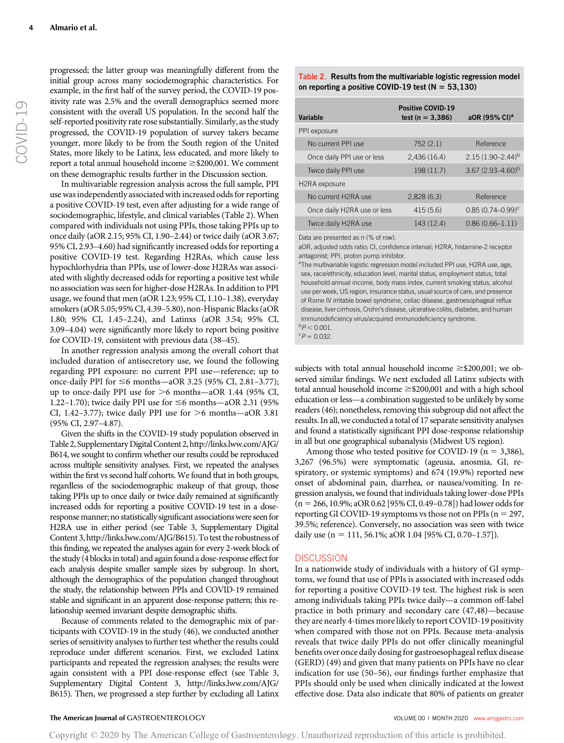progressed; the latter group was meaningfully different from the initial group across many sociodemographic characteristics. For example, in the first half of the survey period, the COVID-19 positivity rate was 2.5% and the overall demographics seemed more consistent with the overall US population. In the second half the self-reported positivity rate rose substantially. Similarly, as the study progressed, the COVID-19 population of survey takers became younger, more likely to be from the South region of the United States, more likely to be Latinx, less educated, and more likely to report a total annual household income ≥\$200,001. We comment on these demographic results further in the Discussion section.

In multivariable regression analysis across the full sample, PPI use was independently associated with increased odds for reporting a positive COVID-19 test, even after adjusting for a wide range of sociodemographic, lifestyle, and clinical variables (Table 2). When compared with individuals not using PPIs, those taking PPIs up to once daily (aOR 2.15; 95% CI, 1.90–2.44) or twice daily (aOR 3.67; 95% CI, 2.93–4.60) had significantly increased odds for reporting a positive COVID-19 test. Regarding H2RAs, which cause less hypochlorhydria than PPIs, use of lower-dose H2RAs was associated with slightly decreased odds for reporting a positive test while no association was seen for higher-dose H2RAs. In addition to PPI usage, we found that men (aOR 1.23; 95% CI, 1.10–1.38), everyday smokers (aOR 5.05; 95% CI, 4.39–5.80), non-Hispanic Blacks (aOR 1.80; 95% CI, 1.45–2.24), and Latinxs (aOR 3.54; 95% CI, 3.09–4.04) were significantly more likely to report being positive for COVID-19, consistent with previous data (38–45).

In another regression analysis among the overall cohort that included duration of antisecretory use, we found the following regarding PPI exposure: no current PPI use—reference; up to once-daily PPI for ≤6 months—aOR 3.25 (95% CI, 2.81–3.77); up to once-daily PPI use for >6 months—aOR 1.44 (95% CI, 1.22–1.70); twice daily PPI use for ≤6 months—aOR 2.31 (95% CI, 1.42–3.77); twice daily PPI use for >6 months—aOR 3.81 (95% CI, 2.97–4.87).

Given the shifts in the COVID-19 study population observed in Table 2, Supplementary Digital Content 2, http://links.lww.com/AJG/B614, we sought to confirm whether our results could be reproduced across multiple sensitivity analyses. First, we repeated the analyses within the first vs second half cohorts. We found that in both groups, regardless of the sociodemographic makeup of that group, those taking PPIs up to once daily or twice daily remained at significantly increased odds for reporting a positive COVID-19 test in a dose-response manner; no statistically significant associations were seen for H2RA use in either period (see Table 3, Supplementary Digital Content 3, http://links.lww.com/AJG/B615). To test the robustness of this finding, we repeated the analyses again for every 2-week block of the study (4 blocks in total) and again found a dose-response effect for each analysis despite smaller sample sizes by subgroup. In short, although the demographics of the population changed throughout the study, the relationship between PPIs and COVID-19 remained stable and significant in an apparent dose-response pattern; this relationship seemed invariant despite demographic shifts.

Because of comments related to the demographic mix of participants with COVID-19 in the study (46), we conducted another series of sensitivity analyses to further test whether the results could reproduce under different scenarios. First, we excluded Latinx participants and repeated the regression analyses; the results were again consistent with a PPI dose-response effect (see Table 3, Supplementary Digital Content 3, http://links.lww.com/AJG/B615). Then, we progressed a step further by excluding all Latinx subjects with total annual household income ≥\$200,001; we observed similar findings. We next excluded all Latinx subjects with total annual household income ≥\$200,001 and with a high school education or less—a combination suggested to be unlikely by some readers (46); nonetheless, removing this subgroup did not affect the results. In all, we conducted a total of 17 separate sensitivity analyses and found a statistically significant PPI dose-response relationship in all but one geographical subanalysis (Midwest US region).

Among those who tested positive for COVID-19 (n = 3,386), 3,267 (96.5%) were symptomatic (ageusia, anosmia, GI, respiratory, or systemic symptoms) and 674 (19.9%) reported new onset of abdominal pain, diarrhea, or nausea/vomiting. In regression analysis, we found that individuals taking lower-dose PPIs (n = 266, 10.9%; aOR 0.62 [95% CI, 0.49–0.78]) had lower odds for reporting GI COVID-19 symptoms vs those not on PPIs (n = 297, 39.5%; reference). Conversely, no association was seen with twice daily use (n = 111, 56.1%; aOR 1.04 [95% CI, 0.70–1.57]).

**Table 2. Results from the multivariable logistic regression model on reporting a positive COVID-19 test (N = 53,130)**

| Variable | Positive COVID-19 test (n = 3,386) | aOR (95% CI)[a] |
|---|---|---|
| PPI exposure | | |
| No current PPI use | 752 (2.1) | Reference |
| Once daily PPI use or less | 2,436 (16.4) | 2.15 (1.90–2.44)[b] |
| Twice daily PPI use | 198 (11.7) | 3.67 (2.93–4.60)[b] |
| H2RA exposure | | |
| No current H2RA use | 2,828 (6.3) | Reference |
| Once daily H2RA use or less | 415 (5.6) | 0.85 (0.74–0.99)[c] |
| Twice daily H2RA use | 143 (12.4) | 0.86 (0.66–1.11) |

Data are presented as n (% of row).

aOR, adjusted odds ratio; CI, confidence interval; H2RA, histamine-2 receptor antagonist; PPI, proton pump inhibitor.

[a]The multivariable logistic regression model included PPI use, H2RA use, age, sex, race/ethnicity, education level, marital status, employment status, total household annual income, body mass index, current smoking status, alcohol use per week, US region, insurance status, usual source of care, and presence of Rome IV irritable bowel syndrome, celiac disease, gastroesophageal reflux disease, liver cirrhosis, Crohn's disease, ulcerative colitis, diabetes, and human immunodeficiency virus/acquired immunodeficiency syndrome.

[b]$P < 0.001$.

[c]$P = 0.032$.

## DISCUSSION

In a nationwide study of individuals with a history of GI symptoms, we found that use of PPIs is associated with increased odds for reporting a positive COVID-19 test. The highest risk is seen among individuals taking PPIs twice daily—a common off-label practice in both primary and secondary care (47,48)—because they are nearly 4-times more likely to report COVID-19 positivity when compared with those not on PPIs. Because meta-analysis reveals that twice daily PPIs do not offer clinically meaningful benefits over once daily dosing for gastroesophageal reflux disease (GERD) (49) and given that many patients on PPIs have no clear indication for use (50–56), our findings further emphasize that PPIs should only be used when clinically indicated at the lowest effective dose. Data also indicate that 80% of patients on greater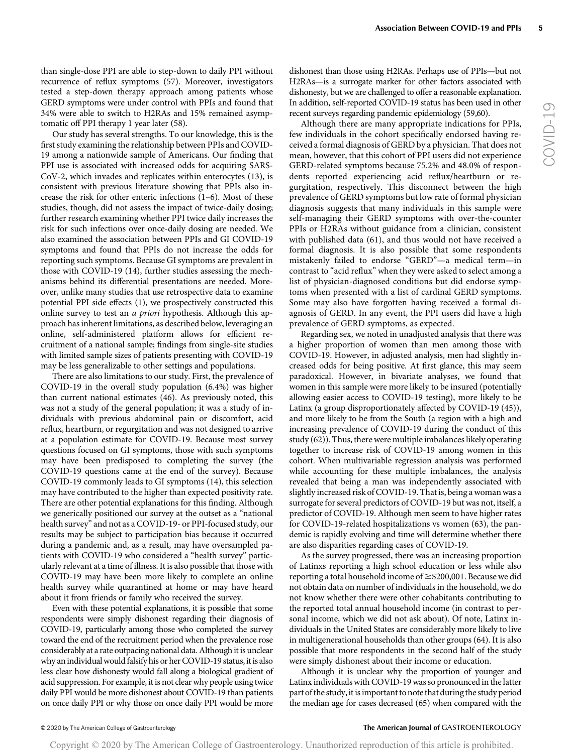than single-dose PPI are able to step-down to daily PPI without recurrence of reflux symptoms (57). Moreover, investigators tested a step-down therapy approach among patients whose GERD symptoms were under control with PPIs and found that 34% were able to switch to H2RAs and 15% remained asymptomatic off PPI therapy 1 year later (58).

Our study has several strengths. To our knowledge, this is the first study examining the relationship between PPIs and COVID-19 among a nationwide sample of Americans. Our finding that PPI use is associated with increased odds for acquiring SARS-CoV-2, which invades and replicates within enterocytes (13), is consistent with previous literature showing that PPIs also increase the risk for other enteric infections (1–6). Most of these studies, though, did not assess the impact of twice-daily dosing; further research examining whether PPI twice daily increases the risk for such infections over once-daily dosing are needed. We also examined the association between PPIs and GI COVID-19 symptoms and found that PPIs do not increase the odds for reporting such symptoms. Because GI symptoms are prevalent in those with COVID-19 (14), further studies assessing the mechanisms behind its differential presentations are needed. Moreover, unlike many studies that use retrospective data to examine potential PPI side effects (1), we prospectively constructed this online survey to test an *a priori* hypothesis. Although this approach has inherent limitations, as described below, leveraging an online, self-administered platform allows for efficient recruitment of a national sample; findings from single-site studies with limited sample sizes of patients presenting with COVID-19 may be less generalizable to other settings and populations.

There are also limitations to our study. First, the prevalence of COVID-19 in the overall study population (6.4%) was higher than current national estimates (46). As previously noted, this was not a study of the general population; it was a study of individuals with previous abdominal pain or discomfort, acid reflux, heartburn, or regurgitation and was not designed to arrive at a population estimate for COVID-19. Because most survey questions focused on GI symptoms, those with such symptoms may have been predisposed to completing the survey (the COVID-19 questions came at the end of the survey). Because COVID-19 commonly leads to GI symptoms (14), this selection may have contributed to the higher than expected positivity rate. There are other potential explanations for this finding. Although we generically positioned our survey at the outset as a "national health survey" and not as a COVID-19- or PPI-focused study, our results may be subject to participation bias because it occurred during a pandemic and, as a result, may have oversampled patients with COVID-19 who considered a "health survey" particularly relevant at a time of illness. It is also possible that those with COVID-19 may have been more likely to complete an online health survey while quarantined at home or may have heard about it from friends or family who received the survey.

Even with these potential explanations, it is possible that some respondents were simply dishonest regarding their diagnosis of COVID-19, particularly among those who completed the survey toward the end of the recruitment period when the prevalence rose considerably at a rate outpacing national data. Although it is unclear why an individual would falsify his or her COVID-19 status, it is also less clear how dishonesty would fall along a biological gradient of acid suppression. For example, it is not clear why people using twice daily PPI would be more dishonest about COVID-19 than patients on once daily PPI or why those on once daily PPI would be more dishonest than those using H2RAs. Perhaps use of PPIs—but not H2RAs—is a surrogate marker for other factors associated with dishonesty, but we are challenged to offer a reasonable explanation. In addition, self-reported COVID-19 status has been used in other recent surveys regarding pandemic epidemiology (59,60).

Although there are many appropriate indications for PPIs, few individuals in the cohort specifically endorsed having received a formal diagnosis of GERD by a physician. That does not mean, however, that this cohort of PPI users did not experience GERD-related symptoms because 75.2% and 48.0% of respondents reported experiencing acid reflux/heartburn or regurgitation, respectively. This disconnect between the high prevalence of GERD symptoms but low rate of formal physician diagnosis suggests that many individuals in this sample were self-managing their GERD symptoms with over-the-counter PPIs or H2RAs without guidance from a clinician, consistent with published data (61), and thus would not have received a formal diagnosis. It is also possible that some respondents mistakenly failed to endorse "GERD"—a medical term—in contrast to "acid reflux" when they were asked to select among a list of physician-diagnosed conditions but did endorse symptoms when presented with a list of cardinal GERD symptoms. Some may also have forgotten having received a formal diagnosis of GERD. In any event, the PPI users did have a high prevalence of GERD symptoms, as expected.

Regarding sex, we noted in unadjusted analysis that there was a higher proportion of women than men among those with COVID-19. However, in adjusted analysis, men had slightly increased odds for being positive. At first glance, this may seem paradoxical. However, in bivariate analyses, we found that women in this sample were more likely to be insured (potentially allowing easier access to COVID-19 testing), more likely to be Latinx (a group disproportionately affected by COVID-19 (45)), and more likely to be from the South (a region with a high and increasing prevalence of COVID-19 during the conduct of this study (62)). Thus, there were multiple imbalances likely operating together to increase risk of COVID-19 among women in this cohort. When multivariable regression analysis was performed while accounting for these multiple imbalances, the analysis revealed that being a man was independently associated with slightly increased risk of COVID-19. That is, being a woman was a surrogate for several predictors of COVID-19 but was not, itself, a predictor of COVID-19. Although men seem to have higher rates for COVID-19-related hospitalizations vs women (63), the pandemic is rapidly evolving and time will determine whether there are also disparities regarding cases of COVID-19.

As the survey progressed, there was an increasing proportion of Latinxs reporting a high school education or less while also reporting a total household income of ≥$200,001. Because we did not obtain data on number of individuals in the household, we do not know whether there were other cohabitants contributing to the reported total annual household income (in contrast to personal income, which we did not ask about). Of note, Latinx individuals in the United States are considerably more likely to live in multigenerational households than other groups (64). It is also possible that more respondents in the second half of the study were simply dishonest about their income or education.

Although it is unclear why the proportion of younger and Latinx individuals with COVID-19 was so pronounced in the latter part of the study, it is important to note that during the study period the median age for cases decreased (65) when compared with the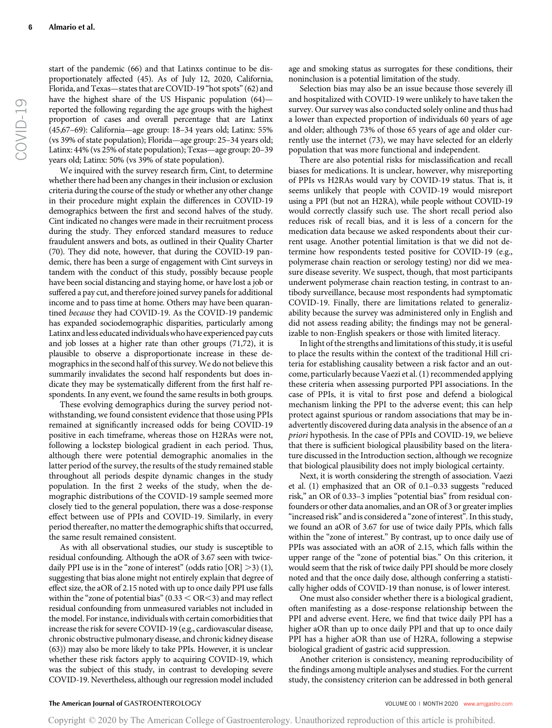start of the pandemic (66) and that Latinxs continue to be disproportionately affected (45). As of July 12, 2020, California, Florida, and Texas—states that are COVID-19 "hot spots" (62) and have the highest share of the US Hispanic population (64)—reported the following regarding the age groups with the highest proportion of cases and overall percentage that are Latinx (45,67–69): California—age group: 18–34 years old; Latinx: 55% (vs 39% of state population); Florida—age group: 25–34 years old; Latinx: 44% (vs 25% of state population); Texas—age group: 20–39 years old; Latinx: 50% (vs 39% of state population).

We inquired with the survey research firm, Cint, to determine whether there had been any changes in their inclusion or exclusion criteria during the course of the study or whether any other change in their procedure might explain the differences in COVID-19 demographics between the first and second halves of the study. Cint indicated no changes were made in their recruitment process during the study. They enforced standard measures to reduce fraudulent answers and bots, as outlined in their Quality Charter (70). They did note, however, that during the COVID-19 pandemic, there has been a surge of engagement with Cint surveys in tandem with the conduct of this study, possibly because people have been social distancing and staying home, or have lost a job or suffered a pay cut, and therefore joined survey panels for additional income and to pass time at home. Others may have been quarantined *because* they had COVID-19. As the COVID-19 pandemic has expanded sociodemographic disparities, particularly among Latinx and less educated individuals who have experienced pay cuts and job losses at a higher rate than other groups (71,72), it is plausible to observe a disproportionate increase in these demographics in the second half of this survey. We do not believe this summarily invalidates the second half respondents but does indicate they may be systematically different from the first half respondents. In any event, we found the same results in both groups.

These evolving demographics during the survey period notwithstanding, we found consistent evidence that those using PPIs remained at significantly increased odds for being COVID-19 positive in each timeframe, whereas those on H2RAs were not, following a lockstep biological gradient in each period. Thus, although there were potential demographic anomalies in the latter period of the survey, the results of the study remained stable throughout all periods despite dynamic changes in the study population. In the first 2 weeks of the study, when the demographic distributions of the COVID-19 sample seemed more closely tied to the general population, there was a dose-response effect between use of PPIs and COVID-19. Similarly, in every period thereafter, no matter the demographic shifts that occurred, the same result remained consistent.

As with all observational studies, our study is susceptible to residual confounding. Although the aOR of 3.67 seen with twice-daily PPI use is in the "zone of interest" (odds ratio [OR] $>3$) (1), suggesting that bias alone might not entirely explain that degree of effect size, the aOR of 2.15 noted with up to once daily PPI use falls within the "zone of potential bias" ($0.33 < \text{OR} < 3$) and may reflect residual confounding from unmeasured variables not included in the model. For instance, individuals with certain comorbidities that increase the risk for severe COVID-19 (e.g., cardiovascular disease, chronic obstructive pulmonary disease, and chronic kidney disease (63)) may also be more likely to take PPIs. However, it is unclear whether these risk factors apply to acquiring COVID-19, which was the subject of this study, in contrast to developing severe COVID-19. Nevertheless, although our regression model included age and smoking status as surrogates for these conditions, their noninclusion is a potential limitation of the study.

Selection bias may also be an issue because those severely ill and hospitalized with COVID-19 were unlikely to have taken the survey. Our survey was also conducted solely online and thus had a lower than expected proportion of individuals 60 years of age and older; although 73% of those 65 years of age and older currently use the internet (73), we may have selected for an elderly population that was more functional and independent.

There are also potential risks for misclassification and recall biases for medications. It is unclear, however, why misreporting of PPIs vs H2RAs would vary by COVID-19 status. That is, it seems unlikely that people with COVID-19 would misreport using a PPI (but not an H2RA), while people without COVID-19 would correctly classify such use. The short recall period also reduces risk of recall bias, and it is less of a concern for the medication data because we asked respondents about their current usage. Another potential limitation is that we did not determine how respondents tested positive for COVID-19 (e.g., polymerase chain reaction or serology testing) nor did we measure disease severity. We suspect, though, that most participants underwent polymerase chain reaction testing, in contrast to antibody surveillance, because most respondents had symptomatic COVID-19. Finally, there are limitations related to generalizability because the survey was administered only in English and did not assess reading ability; the findings may not be generalizable to non-English speakers or those with limited literacy.

In light of the strengths and limitations of this study, it is useful to place the results within the context of the traditional Hill criteria for establishing causality between a risk factor and an outcome, particularly because Vaezi et al. (1) recommended applying these criteria when assessing purported PPI associations. In the case of PPIs, it is vital to first pose and defend a biological mechanism linking the PPI to the adverse event; this can help protect against spurious or random associations that may be inadvertently discovered during data analysis in the absence of an *a priori* hypothesis. In the case of PPIs and COVID-19, we believe that there is sufficient biological plausibility based on the literature discussed in the Introduction section, although we recognize that biological plausibility does not imply biological certainty.

Next, it is worth considering the strength of association. Vaezi et al. (1) emphasized that an OR of 0.1–0.33 suggests "reduced risk," an OR of 0.33–3 implies "potential bias" from residual confounders or other data anomalies, and an OR of 3 or greater implies "increased risk" and is considered a "zone of interest". In this study, we found an aOR of 3.67 for use of twice daily PPIs, which falls within the "zone of interest." By contrast, up to once daily use of PPIs was associated with an aOR of 2.15, which falls within the upper range of the "zone of potential bias." On this criterion, it would seem that the risk of twice daily PPI should be more closely noted and that the once daily dose, although conferring a statistically higher odds of COVID-19 than nonuse, is of lower interest.

One must also consider whether there is a biological gradient, often manifesting as a dose-response relationship between the PPI and adverse event. Here, we find that twice daily PPI has a higher aOR than up to once daily PPI and that up to once daily PPI has a higher aOR than use of H2RA, following a stepwise biological gradient of gastric acid suppression.

Another criterion is consistency, meaning reproducibility of the findings among multiple analyses and studies. For the current study, the consistency criterion can be addressed in both general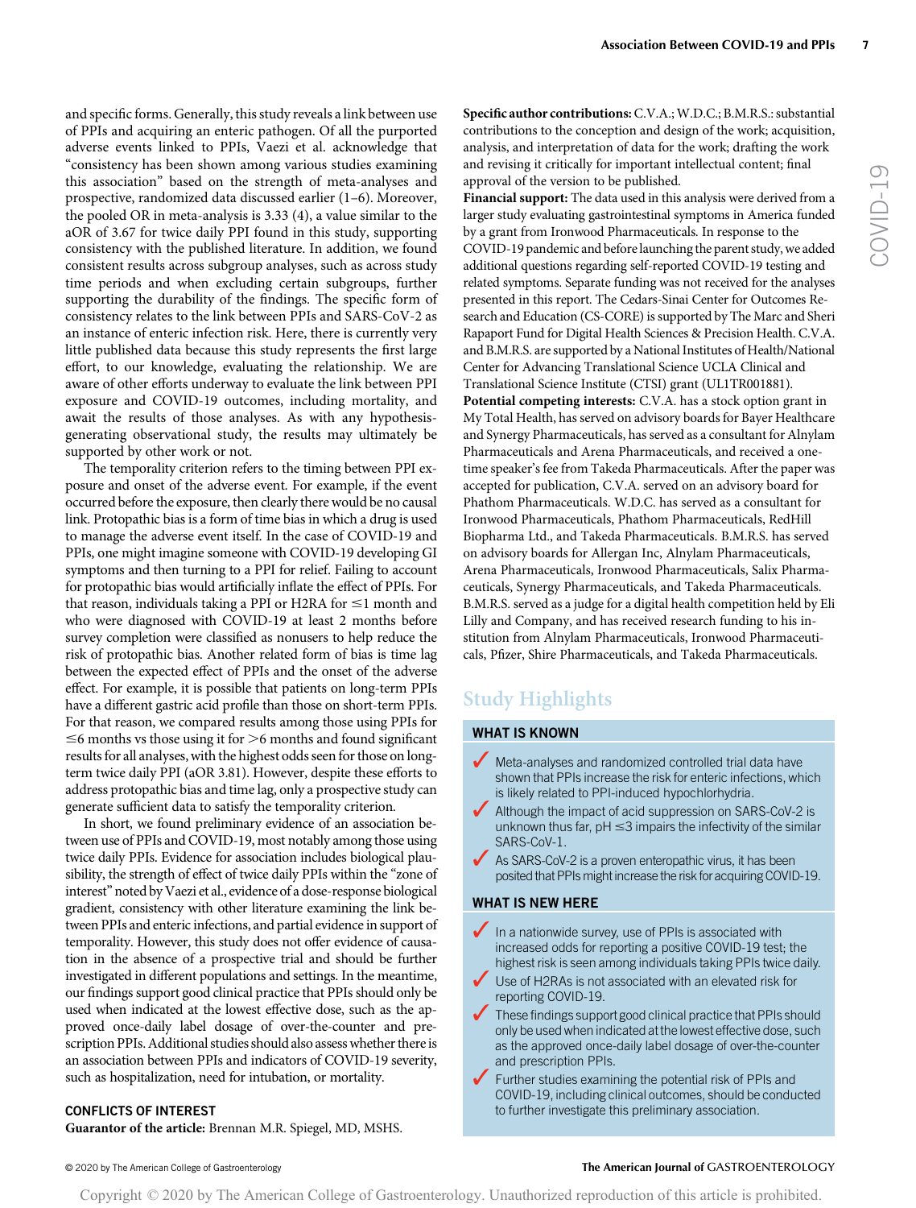and specific forms. Generally, this study reveals a link between use of PPIs and acquiring an enteric pathogen. Of all the purported adverse events linked to PPIs, Vaezi et al. acknowledge that "consistency has been shown among various studies examining this association" based on the strength of meta-analyses and prospective, randomized data discussed earlier (1–6). Moreover, the pooled OR in meta-analysis is 3.33 (4), a value similar to the aOR of 3.67 for twice daily PPI found in this study, supporting consistency with the published literature. In addition, we found consistent results across subgroup analyses, such as across study time periods and when excluding certain subgroups, further supporting the durability of the findings. The specific form of consistency relates to the link between PPIs and SARS-CoV-2 as an instance of enteric infection risk. Here, there is currently very little published data because this study represents the first large effort, to our knowledge, evaluating the relationship. We are aware of other efforts underway to evaluate the link between PPI exposure and COVID-19 outcomes, including mortality, and await the results of those analyses. As with any hypothesis-generating observational study, the results may ultimately be supported by other work or not.

The temporality criterion refers to the timing between PPI exposure and onset of the adverse event. For example, if the event occurred before the exposure, then clearly there would be no causal link. Protopathic bias is a form of time bias in which a drug is used to manage the adverse event itself. In the case of COVID-19 and PPIs, one might imagine someone with COVID-19 developing GI symptoms and then turning to a PPI for relief. Failing to account for protopathic bias would artificially inflate the effect of PPIs. For that reason, individuals taking a PPI or H2RA for ≤1 month and who were diagnosed with COVID-19 at least 2 months before survey completion were classified as nonusers to help reduce the risk of protopathic bias. Another related form of bias is time lag between the expected effect of PPIs and the onset of the adverse effect. For example, it is possible that patients on long-term PPIs have a different gastric acid profile than those on short-term PPIs. For that reason, we compared results among those using PPIs for ≤6 months vs those using it for >6 months and found significant results for all analyses, with the highest odds seen for those on long-term twice daily PPI (aOR 3.81). However, despite these efforts to address protopathic bias and time lag, only a prospective study can generate sufficient data to satisfy the temporality criterion.

In short, we found preliminary evidence of an association between use of PPIs and COVID-19, most notably among those using twice daily PPIs. Evidence for association includes biological plausibility, the strength of effect of twice daily PPIs within the "zone of interest" noted by Vaezi et al., evidence of a dose-response biological gradient, consistency with other literature examining the link between PPIs and enteric infections, and partial evidence in support of temporality. However, this study does not offer evidence of causation in the absence of a prospective trial and should be further investigated in different populations and settings. In the meantime, our findings support good clinical practice that PPIs should only be used when indicated at the lowest effective dose, such as the approved once-daily label dosage of over-the-counter and prescription PPIs. Additional studies should also assess whether there is an association between PPIs and indicators of COVID-19 severity, such as hospitalization, need for intubation, or mortality.

## CONFLICTS OF INTEREST

**Guarantor of the article:** Brennan M.R. Spiegel, MD, MSHS.

**Specific author contributions:** C.V.A.; W.D.C.; B.M.R.S.: substantial contributions to the conception and design of the work; acquisition, analysis, and interpretation of data for the work; drafting the work and revising it critically for important intellectual content; final approval of the version to be published.

**Financial support:** The data used in this analysis were derived from a larger study evaluating gastrointestinal symptoms in America funded by a grant from Ironwood Pharmaceuticals. In response to the COVID-19 pandemic and before launching the parent study, we added additional questions regarding self-reported COVID-19 testing and related symptoms. Separate funding was not received for the analyses presented in this report. The Cedars-Sinai Center for Outcomes Research and Education (CS-CORE) is supported by The Marc and Sheri Rapaport Fund for Digital Health Sciences & Precision Health. C.V.A. and B.M.R.S. are supported by a National Institutes of Health/National Center for Advancing Translational Science UCLA Clinical and Translational Science Institute (CTSI) grant (UL1TR001881).

**Potential competing interests:** C.V.A. has a stock option grant in My Total Health, has served on advisory boards for Bayer Healthcare and Synergy Pharmaceuticals, has served as a consultant for Alnylam Pharmaceuticals and Arena Pharmaceuticals, and received a one-time speaker's fee from Takeda Pharmaceuticals. After the paper was accepted for publication, C.V.A. served on an advisory board for Phathom Pharmaceuticals. W.D.C. has served as a consultant for Ironwood Pharmaceuticals, Phathom Pharmaceuticals, RedHill Biopharma Ltd., and Takeda Pharmaceuticals. B.M.R.S. has served on advisory boards for Allergan Inc, Alnylam Pharmaceuticals, Arena Pharmaceuticals, Ironwood Pharmaceuticals, Salix Pharmaceuticals, Synergy Pharmaceuticals, and Takeda Pharmaceuticals. B.M.R.S. served as a judge for a digital health competition held by Eli Lilly and Company, and has received research funding to his institution from Alnylam Pharmaceuticals, Ironwood Pharmaceuticals, Pfizer, Shire Pharmaceuticals, and Takeda Pharmaceuticals.

## Study Highlights

### WHAT IS KNOWN

- ✓ Meta-analyses and randomized controlled trial data have shown that PPIs increase the risk for enteric infections, which is likely related to PPI-induced hypochlorhydria.
- ✓ Although the impact of acid suppression on SARS-CoV-2 is unknown thus far, pH ≤3 impairs the infectivity of the similar SARS-CoV-1.
- ✓ As SARS-CoV-2 is a proven enteropathic virus, it has been posited that PPIs might increase the risk for acquiring COVID-19.

### WHAT IS NEW HERE

- ✓ In a nationwide survey, use of PPIs is associated with increased odds for reporting a positive COVID-19 test; the highest risk is seen among individuals taking PPIs twice daily.
- ✓ Use of H2RAs is not associated with an elevated risk for reporting COVID-19.
- ✓ These findings support good clinical practice that PPIs should only be used when indicated at the lowest effective dose, such as the approved once-daily label dosage of over-the-counter and prescription PPIs.
- ✓ Further studies examining the potential risk of PPIs and COVID-19, including clinical outcomes, should be conducted to further investigate this preliminary association.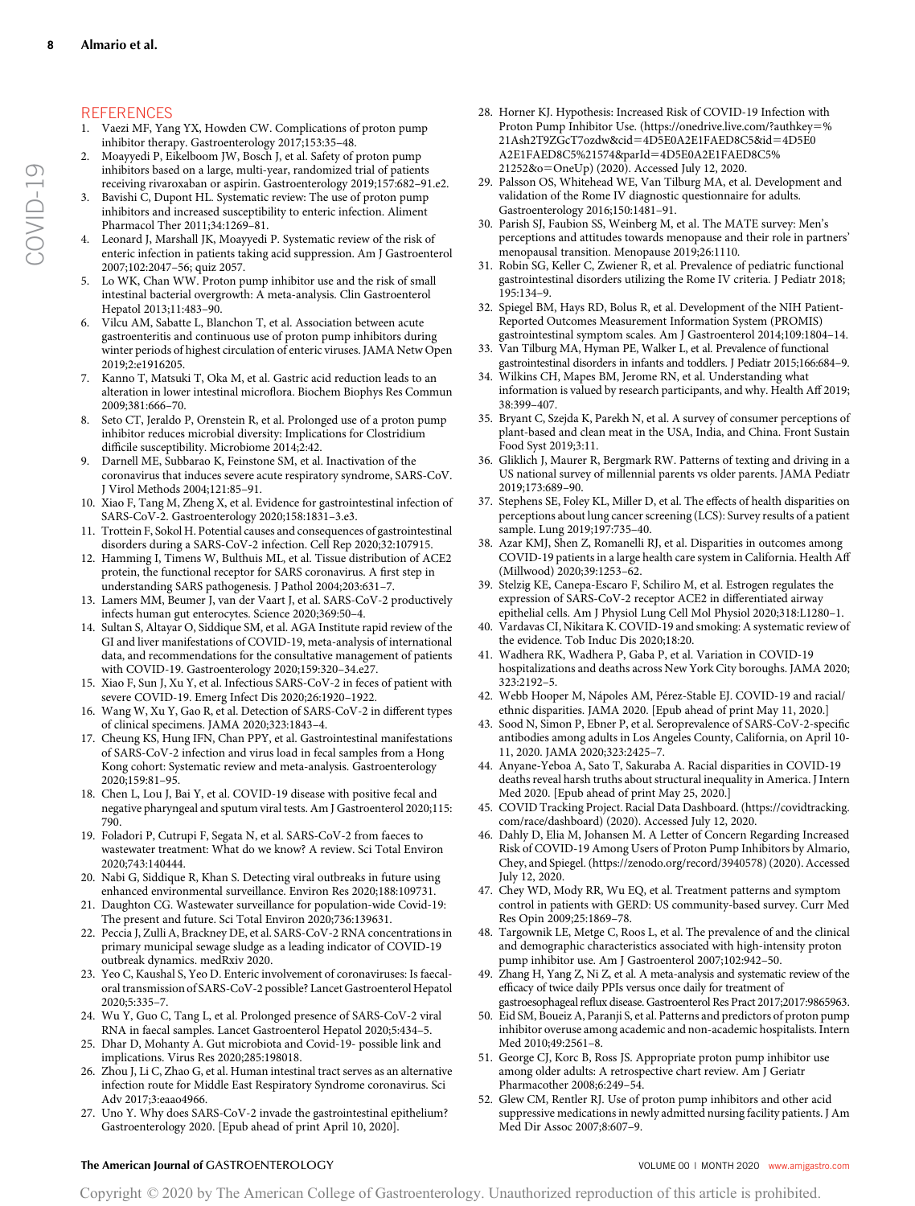## REFERENCES

1. Vaezi MF, Yang YX, Howden CW. Complications of proton pump inhibitor therapy. Gastroenterology 2017;153:35–48.
2. Moayyedi P, Eikelboom JW, Bosch J, et al. Safety of proton pump inhibitors based on a large, multi-year, randomized trial of patients receiving rivaroxaban or aspirin. Gastroenterology 2019;157:682–91.e2.
3. Bavishi C, Dupont HL. Systematic review: The use of proton pump inhibitors and increased susceptibility to enteric infection. Aliment Pharmacol Ther 2011;34:1269–81.
4. Leonard J, Marshall JK, Moayyedi P. Systematic review of the risk of enteric infection in patients taking acid suppression. Am J Gastroenterol 2007;102:2047–56; quiz 2057.
5. Lo WK, Chan WW. Proton pump inhibitor use and the risk of small intestinal bacterial overgrowth: A meta-analysis. Clin Gastroenterol Hepatol 2013;11:483–90.
6. Vilcu AM, Sabatte L, Blanchon T, et al. Association between acute gastroenteritis and continuous use of proton pump inhibitors during winter periods of highest circulation of enteric viruses. JAMA Netw Open 2019;2:e1916205.
7. Kanno T, Matsuki T, Oka M, et al. Gastric acid reduction leads to an alteration in lower intestinal microflora. Biochem Biophys Res Commun 2009;381:666–70.
8. Seto CT, Jeraldo P, Orenstein R, et al. Prolonged use of a proton pump inhibitor reduces microbial diversity: Implications for Clostridium difficile susceptibility. Microbiome 2014;2:42.
9. Darnell ME, Subbarao K, Feinstone SM, et al. Inactivation of the coronavirus that induces severe acute respiratory syndrome, SARS-CoV. J Virol Methods 2004;121:85–91.
10. Xiao F, Tang M, Zheng X, et al. Evidence for gastrointestinal infection of SARS-CoV-2. Gastroenterology 2020;158:1831–3.e3.
11. Trottein F, Sokol H. Potential causes and consequences of gastrointestinal disorders during a SARS-CoV-2 infection. Cell Rep 2020;32:107915.
12. Hamming I, Timens W, Bulthuis ML, et al. Tissue distribution of ACE2 protein, the functional receptor for SARS coronavirus. A first step in understanding SARS pathogenesis. J Pathol 2004;203:631–7.
13. Lamers MM, Beumer J, van der Vaart J, et al. SARS-CoV-2 productively infects human gut enterocytes. Science 2020;369:50–4.
14. Sultan S, Altayar O, Siddique SM, et al. AGA Institute rapid review of the GI and liver manifestations of COVID-19, meta-analysis of international data, and recommendations for the consultative management of patients with COVID-19. Gastroenterology 2020;159:320–34.e27.
15. Xiao F, Sun J, Xu Y, et al. Infectious SARS-CoV-2 in feces of patient with severe COVID-19. Emerg Infect Dis 2020;26:1920–1922.
16. Wang W, Xu Y, Gao R, et al. Detection of SARS-CoV-2 in different types of clinical specimens. JAMA 2020;323:1843–4.
17. Cheung KS, Hung IFN, Chan PPY, et al. Gastrointestinal manifestations of SARS-CoV-2 infection and virus load in fecal samples from a Hong Kong cohort: Systematic review and meta-analysis. Gastroenterology 2020;159:81–95.
18. Chen L, Lou J, Bai Y, et al. COVID-19 disease with positive fecal and negative pharyngeal and sputum viral tests. Am J Gastroenterol 2020;115: 790.
19. Foladori P, Cutrupi F, Segata N, et al. SARS-CoV-2 from faeces to wastewater treatment: What do we know? A review. Sci Total Environ 2020;743:140444.
20. Nabi G, Siddique R, Khan S. Detecting viral outbreaks in future using enhanced environmental surveillance. Environ Res 2020;188:109731.
21. Daughton CG. Wastewater surveillance for population-wide Covid-19: The present and future. Sci Total Environ 2020;736:139631.
22. Peccia J, Zulli A, Brackney DE, et al. SARS-CoV-2 RNA concentrations in primary municipal sewage sludge as a leading indicator of COVID-19 outbreak dynamics. medRxiv 2020.
23. Yeo C, Kaushal S, Yeo D. Enteric involvement of coronaviruses: Is faecal-oral transmission of SARS-CoV-2 possible? Lancet Gastroenterol Hepatol 2020;5:335–7.
24. Wu Y, Guo C, Tang L, et al. Prolonged presence of SARS-CoV-2 viral RNA in faecal samples. Lancet Gastroenterol Hepatol 2020;5:434–5.
25. Dhar D, Mohanty A. Gut microbiota and Covid-19- possible link and implications. Virus Res 2020;285:198018.
26. Zhou J, Li C, Zhao G, et al. Human intestinal tract serves as an alternative infection route for Middle East Respiratory Syndrome coronavirus. Sci Adv 2017;3:eaao4966.
27. Uno Y. Why does SARS-CoV-2 invade the gastrointestinal epithelium? Gastroenterology 2020. [Epub ahead of print April 10, 2020].
28. Horner KJ. Hypothesis: Increased Risk of COVID-19 Infection with Proton Pump Inhibitor Use. (https://onedrive.live.com/?authkey=%21Ash2T9ZGcT7ozdw&cid=4D5E0A2E1FAED8C5&id=4D5E0A2E1FAED8C5%21574&parId=4D5E0A2E1FAED8C5%21252&o=OneUp) (2020). Accessed July 12, 2020.
29. Palsson OS, Whitehead WE, Van Tilburg MA, et al. Development and validation of the Rome IV diagnostic questionnaire for adults. Gastroenterology 2016;150:1481–91.
30. Parish SJ, Faubion SS, Weinberg M, et al. The MATE survey: Men's perceptions and attitudes towards menopause and their role in partners' menopausal transition. Menopause 2019;26:1110.
31. Robin SG, Keller C, Zwiener R, et al. Prevalence of pediatric functional gastrointestinal disorders utilizing the Rome IV criteria. J Pediatr 2018; 195:134–9.
32. Spiegel BM, Hays RD, Bolus R, et al. Development of the NIH Patient-Reported Outcomes Measurement Information System (PROMIS) gastrointestinal symptom scales. Am J Gastroenterol 2014;109:1804–14.
33. Van Tilburg MA, Hyman PE, Walker L, et al. Prevalence of functional gastrointestinal disorders in infants and toddlers. J Pediatr 2015;166:684–9.
34. Wilkins CH, Mapes BM, Jerome RN, et al. Understanding what information is valued by research participants, and why. Health Aff 2019; 38:399–407.
35. Bryant C, Szejda K, Parekh N, et al. A survey of consumer perceptions of plant-based and clean meat in the USA, India, and China. Front Sustain Food Syst 2019;3:11.
36. Gliklich J, Maurer R, Bergmark RW. Patterns of texting and driving in a US national survey of millennial parents vs older parents. JAMA Pediatr 2019;173:689–90.
37. Stephens SE, Foley KL, Miller D, et al. The effects of health disparities on perceptions about lung cancer screening (LCS): Survey results of a patient sample. Lung 2019;197:735–40.
38. Azar KMJ, Shen Z, Romanelli RJ, et al. Disparities in outcomes among COVID-19 patients in a large health care system in California. Health Aff (Millwood) 2020;39:1253–62.
39. Stelzig KE, Canepa-Escaro F, Schiliro M, et al. Estrogen regulates the expression of SARS-CoV-2 receptor ACE2 in differentiated airway epithelial cells. Am J Physiol Lung Cell Mol Physiol 2020;318:L1280–1.
40. Vardavas CI, Nikitara K. COVID-19 and smoking: A systematic review of the evidence. Tob Induc Dis 2020;18:20.
41. Wadhera RK, Wadhera P, Gaba P, et al. Variation in COVID-19 hospitalizations and deaths across New York City boroughs. JAMA 2020; 323:2192–5.
42. Webb Hooper M, Nápoles AM, Pérez-Stable EJ. COVID-19 and racial/ethnic disparities. JAMA 2020. [Epub ahead of print May 11, 2020.]
43. Sood N, Simon P, Ebner P, et al. Seroprevalence of SARS-CoV-2-specific antibodies among adults in Los Angeles County, California, on April 10-11, 2020. JAMA 2020;323:2425–7.
44. Anyane-Yeboa A, Sato T, Sakuraba A. Racial disparities in COVID-19 deaths reveal harsh truths about structural inequality in America. J Intern Med 2020. [Epub ahead of print May 25, 2020.]
45. COVID Tracking Project. Racial Data Dashboard. (https://covidtracking.com/race/dashboard) (2020). Accessed July 12, 2020.
46. Dahly D, Elia M, Johansen M. A Letter of Concern Regarding Increased Risk of COVID-19 Among Users of Proton Pump Inhibitors by Almario, Chey, and Spiegel. (https://zenodo.org/record/3940578) (2020). Accessed July 12, 2020.
47. Chey WD, Mody RR, Wu EQ, et al. Treatment patterns and symptom control in patients with GERD: US community-based survey. Curr Med Res Opin 2009;25:1869–78.
48. Targownik LE, Metge C, Roos L, et al. The prevalence of and the clinical and demographic characteristics associated with high-intensity proton pump inhibitor use. Am J Gastroenterol 2007;102:942–50.
49. Zhang H, Yang Z, Ni Z, et al. A meta-analysis and systematic review of the efficacy of twice daily PPIs versus once daily for treatment of gastroesophageal reflux disease. Gastroenterol Res Pract 2017;2017:9865963.
50. Eid SM, Boueiz A, Paranji S, et al. Patterns and predictors of proton pump inhibitor overuse among academic and non-academic hospitalists. Intern Med 2010;49:2561–8.
51. George CJ, Korc B, Ross JS. Appropriate proton pump inhibitor use among older adults: A retrospective chart review. Am J Geriatr Pharmacother 2008;6:249–54.
52. Glew CM, Rentler RJ. Use of proton pump inhibitors and other acid suppressive medications in newly admitted nursing facility patients. J Am Med Dir Assoc 2007;8:607–9.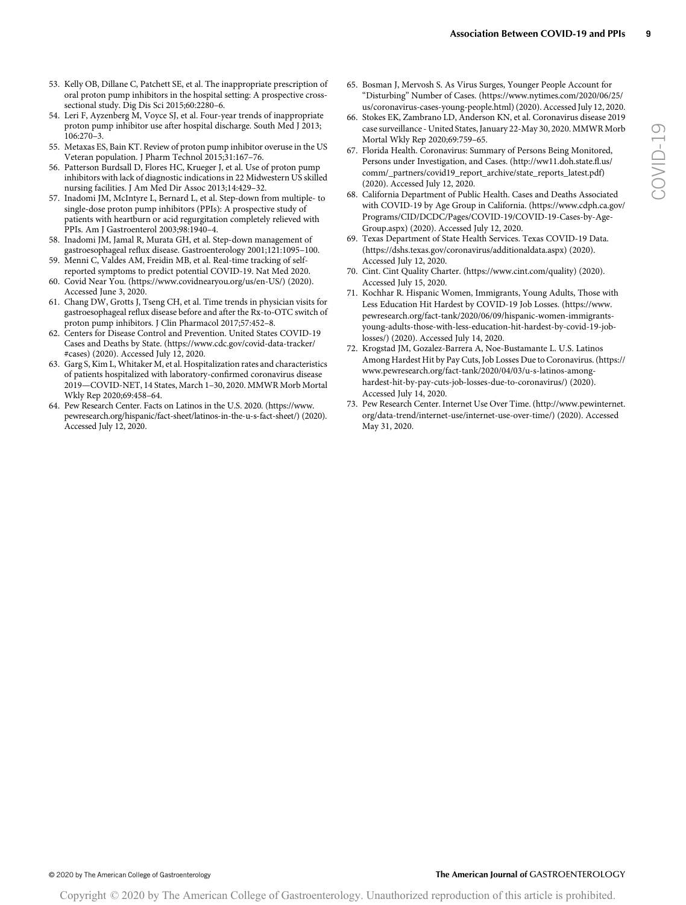53. Kelly OB, Dillane C, Patchett SE, et al. The inappropriate prescription of oral proton pump inhibitors in the hospital setting: A prospective cross-sectional study. Dig Dis Sci 2015;60:2280–6.
54. Leri F, Ayzenberg M, Voyce SJ, et al. Four-year trends of inappropriate proton pump inhibitor use after hospital discharge. South Med J 2013; 106:270–3.
55. Metaxas ES, Bain KT. Review of proton pump inhibitor overuse in the US Veteran population. J Pharm Technol 2015;31:167–76.
56. Patterson Burdsall D, Flores HC, Krueger J, et al. Use of proton pump inhibitors with lack of diagnostic indications in 22 Midwestern US skilled nursing facilities. J Am Med Dir Assoc 2013;14:429–32.
57. Inadomi JM, McIntyre L, Bernard L, et al. Step-down from multiple- to single-dose proton pump inhibitors (PPIs): A prospective study of patients with heartburn or acid regurgitation completely relieved with PPIs. Am J Gastroenterol 2003;98:1940–4.
58. Inadomi JM, Jamal R, Murata GH, et al. Step-down management of gastroesophageal reflux disease. Gastroenterology 2001;121:1095–100.
59. Menni C, Valdes AM, Freidin MB, et al. Real-time tracking of self-reported symptoms to predict potential COVID-19. Nat Med 2020.
60. Covid Near You. (https://www.covidnearyou.org/us/en-US/) (2020). Accessed June 3, 2020.
61. Chang DW, Grotts J, Tseng CH, et al. Time trends in physician visits for gastroesophageal reflux disease before and after the Rx-to-OTC switch of proton pump inhibitors. J Clin Pharmacol 2017;57:452–8.
62. Centers for Disease Control and Prevention. United States COVID-19 Cases and Deaths by State. (https://www.cdc.gov/covid-data-tracker/#cases) (2020). Accessed July 12, 2020.
63. Garg S, Kim L, Whitaker M, et al. Hospitalization rates and characteristics of patients hospitalized with laboratory-confirmed coronavirus disease 2019—COVID-NET, 14 States, March 1–30, 2020. MMWR Morb Mortal Wkly Rep 2020;69:458–64.
64. Pew Research Center. Facts on Latinos in the U.S. 2020. (https://www.pewresearch.org/hispanic/fact-sheet/latinos-in-the-u-s-fact-sheet/) (2020). Accessed July 12, 2020.
65. Bosman J, Mervosh S. As Virus Surges, Younger People Account for "Disturbing" Number of Cases. (https://www.nytimes.com/2020/06/25/us/coronavirus-cases-young-people.html) (2020). Accessed July 12, 2020.
66. Stokes EK, Zambrano LD, Anderson KN, et al. Coronavirus disease 2019 case surveillance - United States, January 22-May 30, 2020. MMWR Morb Mortal Wkly Rep 2020;69:759–65.
67. Florida Health. Coronavirus: Summary of Persons Being Monitored, Persons under Investigation, and Cases. (http://ww11.doh.state.fl.us/comm/_partners/covid19_report_archive/state_reports_latest.pdf) (2020). Accessed July 12, 2020.
68. California Department of Public Health. Cases and Deaths Associated with COVID-19 by Age Group in California. (https://www.cdph.ca.gov/Programs/CID/DCDC/Pages/COVID-19/COVID-19-Cases-by-Age-Group.aspx) (2020). Accessed July 12, 2020.
69. Texas Department of State Health Services. Texas COVID-19 Data. (https://dshs.texas.gov/coronavirus/additionaldata.aspx) (2020). Accessed July 12, 2020.
70. Cint. Cint Quality Charter. (https://www.cint.com/quality) (2020). Accessed July 15, 2020.
71. Kochhar R. Hispanic Women, Immigrants, Young Adults, Those with Less Education Hit Hardest by COVID-19 Job Losses. (https://www.pewresearch.org/fact-tank/2020/06/09/hispanic-women-immigrants-young-adults-those-with-less-education-hit-hardest-by-covid-19-job-losses/) (2020). Accessed July 14, 2020.
72. Krogstad JM, Gozalez-Barrera A, Noe-Bustamante L. U.S. Latinos Among Hardest Hit by Pay Cuts, Job Losses Due to Coronavirus. (https://www.pewresearch.org/fact-tank/2020/04/03/u-s-latinos-among-hardest-hit-by-pay-cuts-job-losses-due-to-coronavirus/) (2020). Accessed July 14, 2020.
73. Pew Research Center. Internet Use Over Time. (http://www.pewinternet.org/data-trend/internet-use/internet-use-over-time/) (2020). Accessed May 31, 2020.